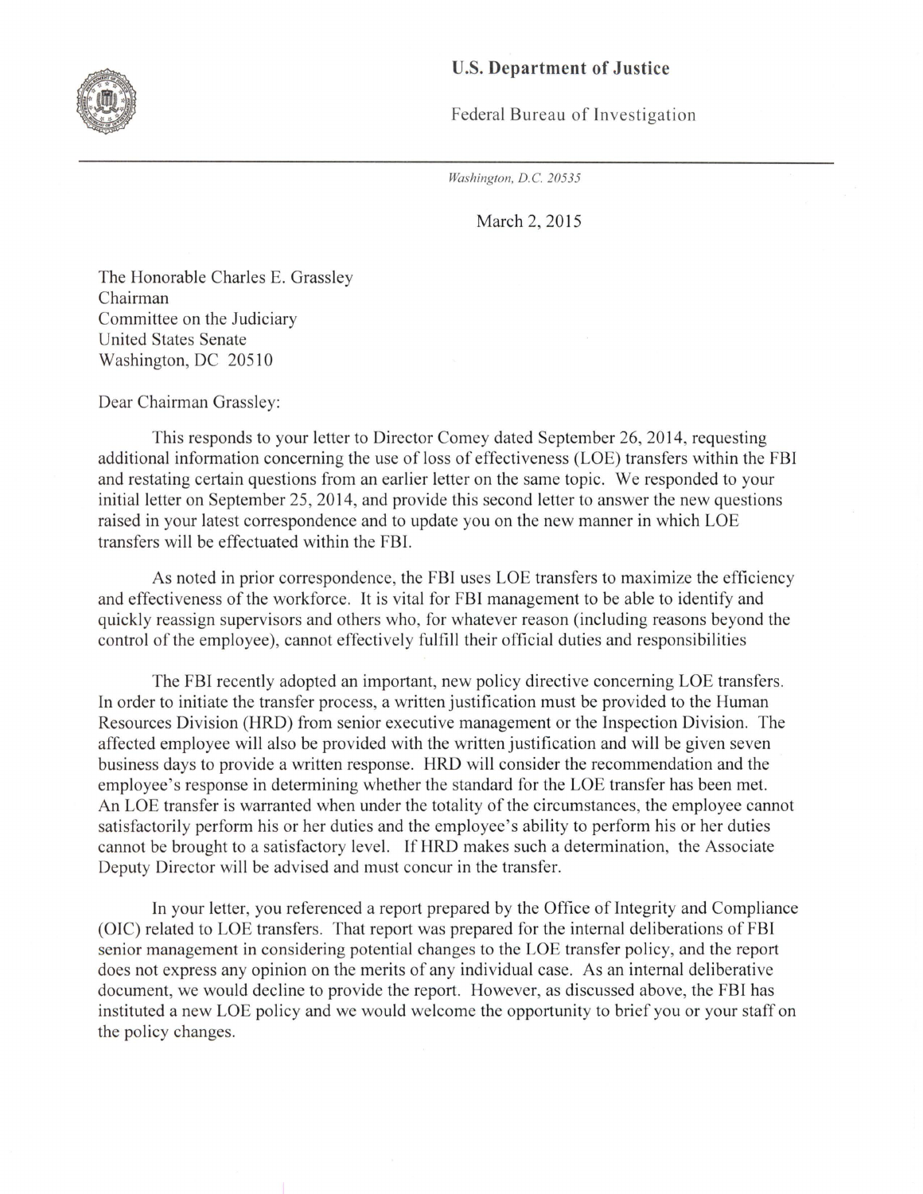**U.S. Department of Justice**

Federal Bureau of Investigation

*Washington, D.C. 20535*

March 2, 2015

The Honorable Charles E. Grassley
Chairman
Committee on the Judiciary
United States Senate
Washington, DC 20510

Dear Chairman Grassley:

This responds to your letter to Director Comey dated September 26, 2014, requesting additional information concerning the use of loss of effectiveness (LOE) transfers within the FBI and restating certain questions from an earlier letter on the same topic. We responded to your initial letter on September 25, 2014, and provide this second letter to answer the new questions raised in your latest correspondence and to update you on the new manner in which LOE transfers will be effectuated within the FBI.

As noted in prior correspondence, the FBI uses LOE transfers to maximize the efficiency and effectiveness of the workforce. It is vital for FBI management to be able to identify and quickly reassign supervisors and others who, for whatever reason (including reasons beyond the control of the employee), cannot effectively fulfill their official duties and responsibilities

The FBI recently adopted an important, new policy directive concerning LOE transfers. In order to initiate the transfer process, a written justification must be provided to the Human Resources Division (HRD) from senior executive management or the Inspection Division. The affected employee will also be provided with the written justification and will be given seven business days to provide a written response. HRD will consider the recommendation and the employee's response in determining whether the standard for the LOE transfer has been met. An LOE transfer is warranted when under the totality of the circumstances, the employee cannot satisfactorily perform his or her duties and the employee's ability to perform his or her duties cannot be brought to a satisfactory level. If HRD makes such a determination, the Associate Deputy Director will be advised and must concur in the transfer.

In your letter, you referenced a report prepared by the Office of Integrity and Compliance (OIC) related to LOE transfers. That report was prepared for the internal deliberations of FBI senior management in considering potential changes to the LOE transfer policy, and the report does not express any opinion on the merits of any individual case. As an internal deliberative document, we would decline to provide the report. However, as discussed above, the FBI has instituted a new LOE policy and we would welcome the opportunity to brief you or your staff on the policy changes.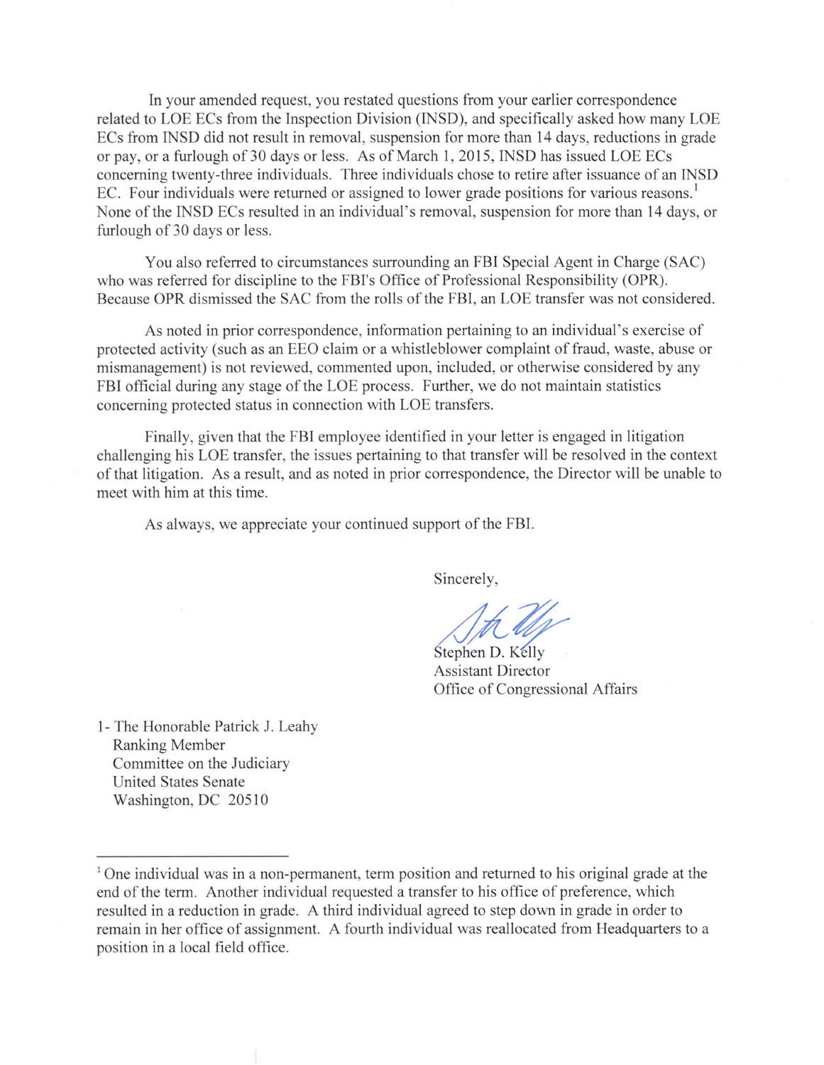In your amended request, you restated questions from your earlier correspondence related to LOE ECs from the Inspection Division (INSD), and specifically asked how many LOE ECs from INSD did not result in removal, suspension for more than 14 days, reductions in grade or pay, or a furlough of 30 days or less. As of March 1, 2015, INSD has issued LOE ECs concerning twenty-three individuals. Three individuals chose to retire after issuance of an INSD EC. Four individuals were returned or assigned to lower grade positions for various reasons.[1] None of the INSD ECs resulted in an individual's removal, suspension for more than 14 days, or furlough of 30 days or less.

You also referred to circumstances surrounding an FBI Special Agent in Charge (SAC) who was referred for discipline to the FBI's Office of Professional Responsibility (OPR). Because OPR dismissed the SAC from the rolls of the FBI, an LOE transfer was not considered.

As noted in prior correspondence, information pertaining to an individual's exercise of protected activity (such as an EEO claim or a whistleblower complaint of fraud, waste, abuse or mismanagement) is not reviewed, commented upon, included, or otherwise considered by any FBI official during any stage of the LOE process. Further, we do not maintain statistics concerning protected status in connection with LOE transfers.

Finally, given that the FBI employee identified in your letter is engaged in litigation challenging his LOE transfer, the issues pertaining to that transfer will be resolved in the context of that litigation. As a result, and as noted in prior correspondence, the Director will be unable to meet with him at this time.

As always, we appreciate your continued support of the FBI.

Sincerely,

Stephen D. Kelly
Assistant Director
Office of Congressional Affairs

1- The Honorable Patrick J. Leahy
Ranking Member
Committee on the Judiciary
United States Senate
Washington, DC 20510

[1] One individual was in a non-permanent, term position and returned to his original grade at the end of the term. Another individual requested a transfer to his office of preference, which resulted in a reduction in grade. A third individual agreed to step down in grade in order to remain in her office of assignment. A fourth individual was reallocated from Headquarters to a position in a local field office.